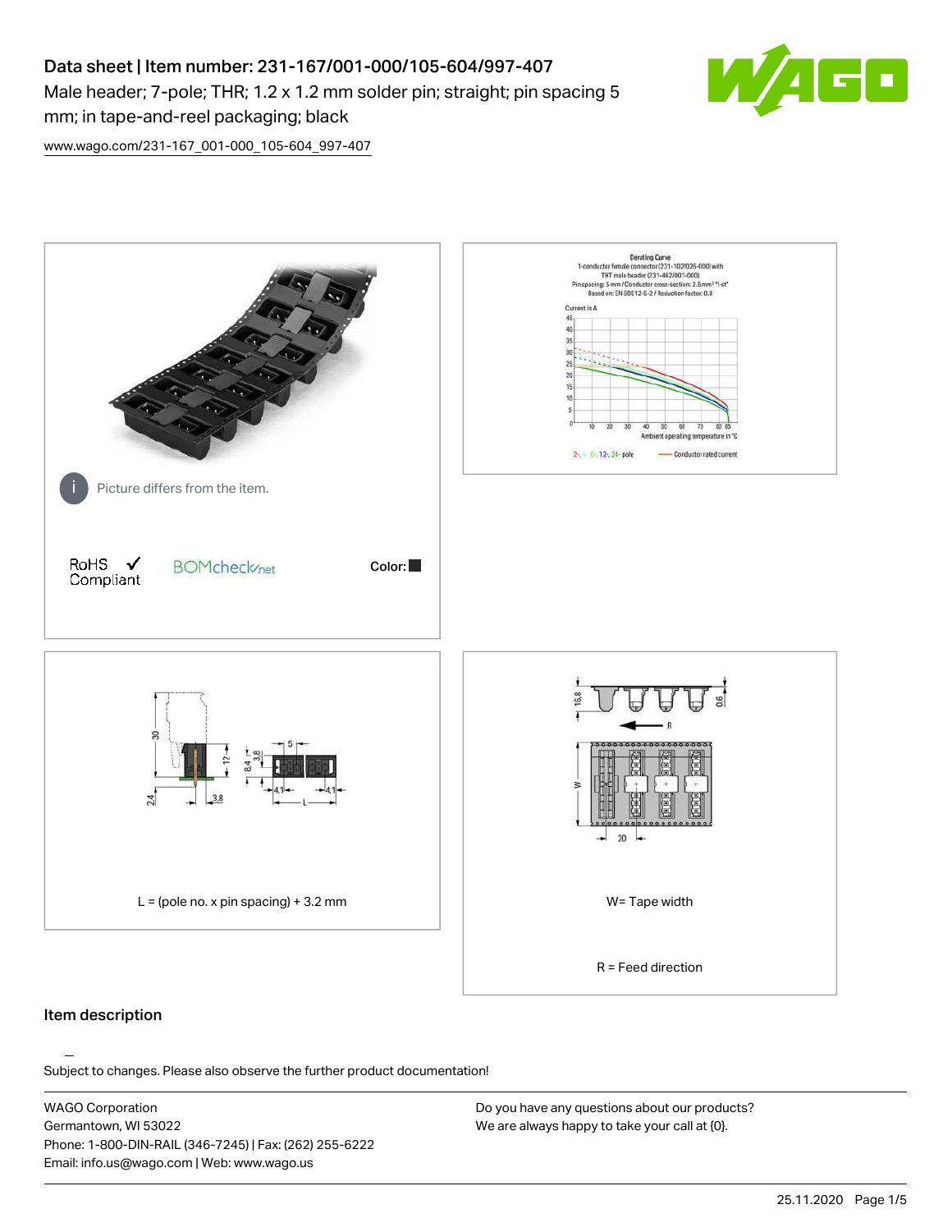# Data sheet | Item number: 231-167/001-000/105-604/997-407

Male header; 7-pole; THR; 1.2 x 1.2 mm solder pin; straight; pin spacing 5 mm; in tape-and-reel packaging; black

www.wago.com/231-167_001-000_105-604_997-407

Picture differs from the item.

RoHS Compliant

BOMcheck.net

Color: ■

L = (pole no. x pin spacing) + 3.2 mm

W= Tape width

R = Feed direction

## Item description

Subject to changes. Please also observe the further product documentation!

WAGO Corporation
Germantown, WI 53022
Phone: 1-800-DIN-RAIL (346-7245) | Fax: (262) 255-6222
Email: info.us@wago.com | Web: www.wago.us

Do you have any questions about our products?
We are always happy to take your call at {0}.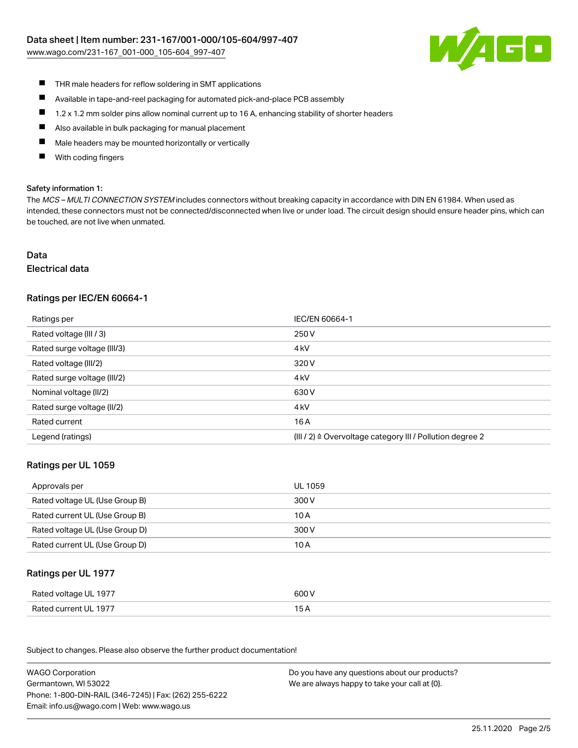- THR male headers for reflow soldering in SMT applications
- Available in tape-and-reel packaging for automated pick-and-place PCB assembly
- 1.2 x 1.2 mm solder pins allow nominal current up to 16 A, enhancing stability of shorter headers
- Also available in bulk packaging for manual placement
- Male headers may be mounted horizontally or vertically
- With coding fingers

**Safety information 1:**

The *MCS – MULTI CONNECTION SYSTEM* includes connectors without breaking capacity in accordance with DIN EN 61984. When used as intended, these connectors must not be connected/disconnected when live or under load. The circuit design should ensure header pins, which can be touched, are not live when unmated.

# Data

## Electrical data

### Ratings per IEC/EN 60664-1

| Ratings per | IEC/EN 60664-1 |
| --- | --- |
| Rated voltage (III / 3) | 250 V |
| Rated surge voltage (III/3) | 4 kV |
| Rated voltage (III/2) | 320 V |
| Rated surge voltage (III/2) | 4 kV |
| Nominal voltage (II/2) | 630 V |
| Rated surge voltage (II/2) | 4 kV |
| Rated current | 16 A |
| Legend (ratings) | (III / 2) ≙ Overvoltage category III / Pollution degree 2 |

### Ratings per UL 1059

| Approvals per | UL 1059 |
| --- | --- |
| Rated voltage UL (Use Group B) | 300 V |
| Rated current UL (Use Group B) | 10 A |
| Rated voltage UL (Use Group D) | 300 V |
| Rated current UL (Use Group D) | 10 A |

### Ratings per UL 1977

| Rated voltage UL 1977 | 600 V |
| --- | --- |
| Rated current UL 1977 | 15 A |

Subject to changes. Please also observe the further product documentation!

WAGO Corporation
Germantown, WI 53022
Phone: 1-800-DIN-RAIL (346-7245) | Fax: (262) 255-6222
Email: info.us@wago.com | Web: www.wago.us

Do you have any questions about our products?
We are always happy to take your call at {0}.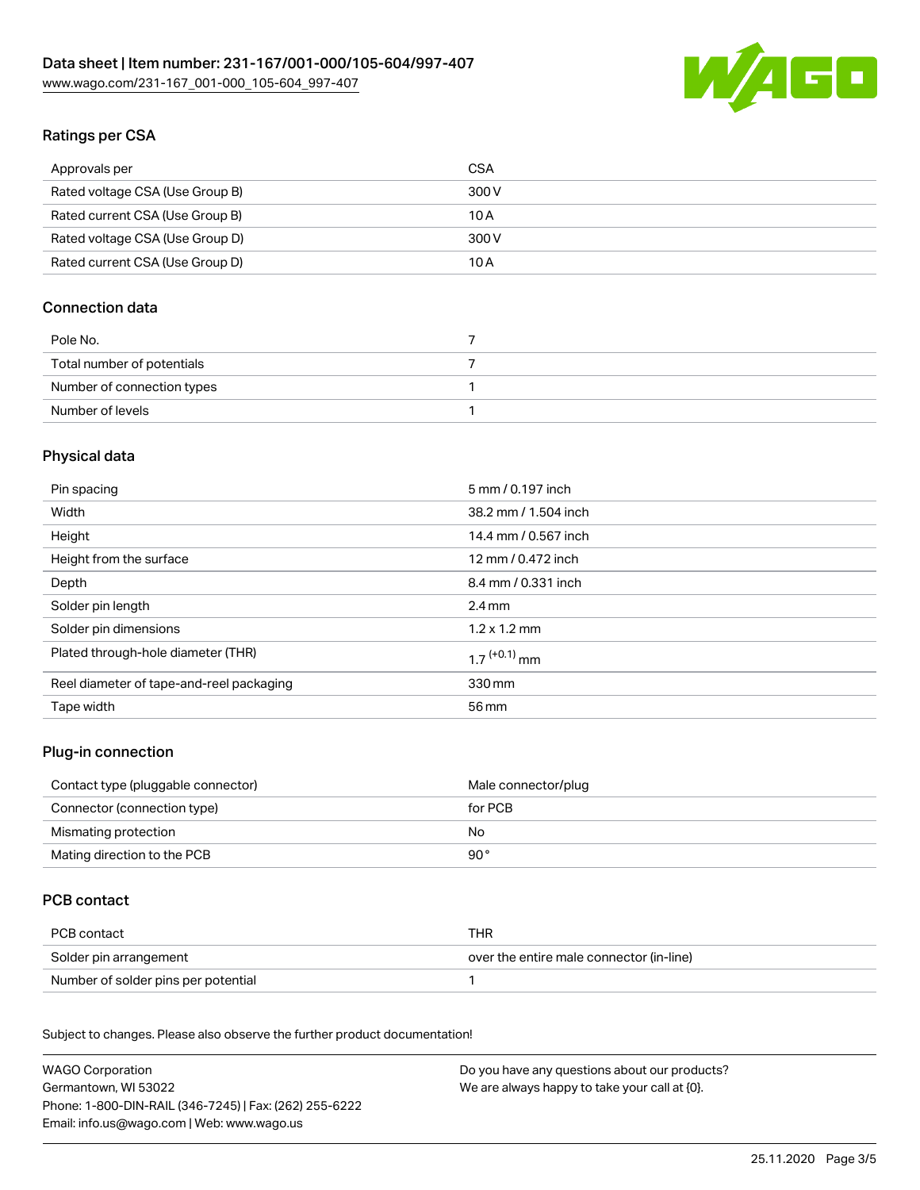## Ratings per CSA

| Approvals per | CSA |
| --- | --- |
| Rated voltage CSA (Use Group B) | 300 V |
| Rated current CSA (Use Group B) | 10 A |
| Rated voltage CSA (Use Group D) | 300 V |
| Rated current CSA (Use Group D) | 10 A |

## Connection data

| Pole No. | 7 |
| --- | --- |
| Total number of potentials | 7 |
| Number of connection types | 1 |
| Number of levels | 1 |

## Physical data

| Pin spacing | 5 mm / 0.197 inch |
| --- | --- |
| Width | 38.2 mm / 1.504 inch |
| Height | 14.4 mm / 0.567 inch |
| Height from the surface | 12 mm / 0.472 inch |
| Depth | 8.4 mm / 0.331 inch |
| Solder pin length | 2.4 mm |
| Solder pin dimensions | 1.2 x 1.2 mm |
| Plated through-hole diameter (THR) | $1.7^{(+0.1)}$ mm |
| Reel diameter of tape-and-reel packaging | 330 mm |
| Tape width | 56 mm |

## Plug-in connection

| Contact type (pluggable connector) | Male connector/plug |
| --- | --- |
| Connector (connection type) | for PCB |
| Mismating protection | No |
| Mating direction to the PCB | 90 ° |

## PCB contact

| PCB contact | THR |
| --- | --- |
| Solder pin arrangement | over the entire male connector (in-line) |
| Number of solder pins per potential | 1 |

Subject to changes. Please also observe the further product documentation!

WAGO Corporation
Germantown, WI 53022
Phone: 1-800-DIN-RAIL (346-7245) | Fax: (262) 255-6222
Email: info.us@wago.com | Web: www.wago.us

Do you have any questions about our products?
We are always happy to take your call at {0}.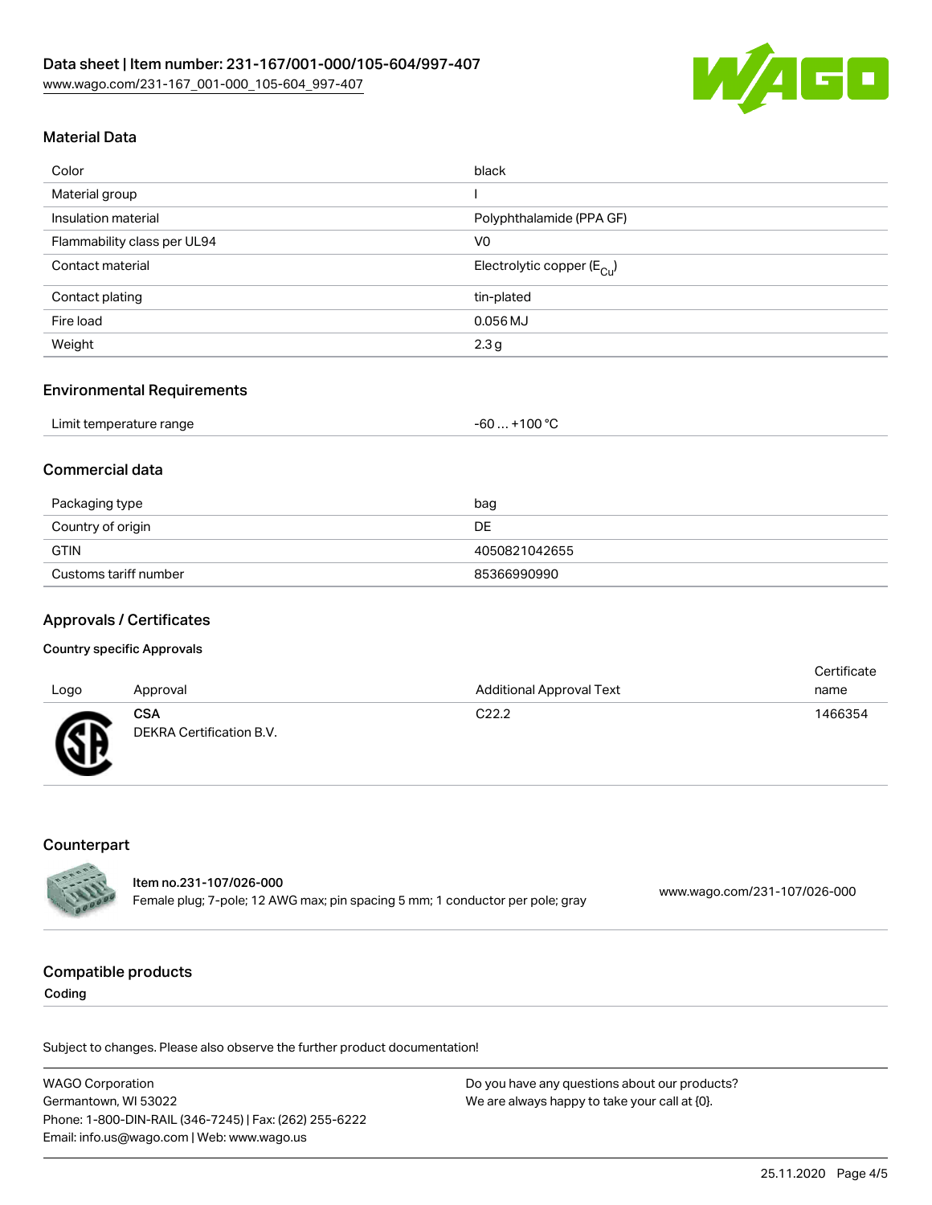## Material Data

| | |
|---|---|
| Color | black |
| Material group | I |
| Insulation material | Polyphthalamide (PPA GF) |
| Flammability class per UL94 | V0 |
| Contact material | Electrolytic copper ($E_{Cu}$) |
| Contact plating | tin-plated |
| Fire load | 0.056 MJ |
| Weight | 2.3 g |

## Environmental Requirements

| | |
|---|---|
| Limit temperature range | -60 … +100 °C |

## Commercial data

| | |
|---|---|
| Packaging type | bag |
| Country of origin | DE |
| GTIN | 4050821042655 |
| Customs tariff number | 85366990990 |

## Approvals / Certificates

### Country specific Approvals

| Logo | Approval | Additional Approval Text | Certificate name |
|---|---|---|---|
| | **CSA** DEKRA Certification B.V. | C22.2 | 1466354 |

## Counterpart

**Item no.231-107/026-000**
Female plug; 7-pole; 12 AWG max; pin spacing 5 mm; 1 conductor per pole; gray — www.wago.com/231-107/026-000

## Compatible products

### Coding

Subject to changes. Please also observe the further product documentation!

WAGO Corporation
Germantown, WI 53022
Phone: 1-800-DIN-RAIL (346-7245) | Fax: (262) 255-6222
Email: info.us@wago.com | Web: www.wago.us

Do you have any questions about our products?
We are always happy to take your call at {0}.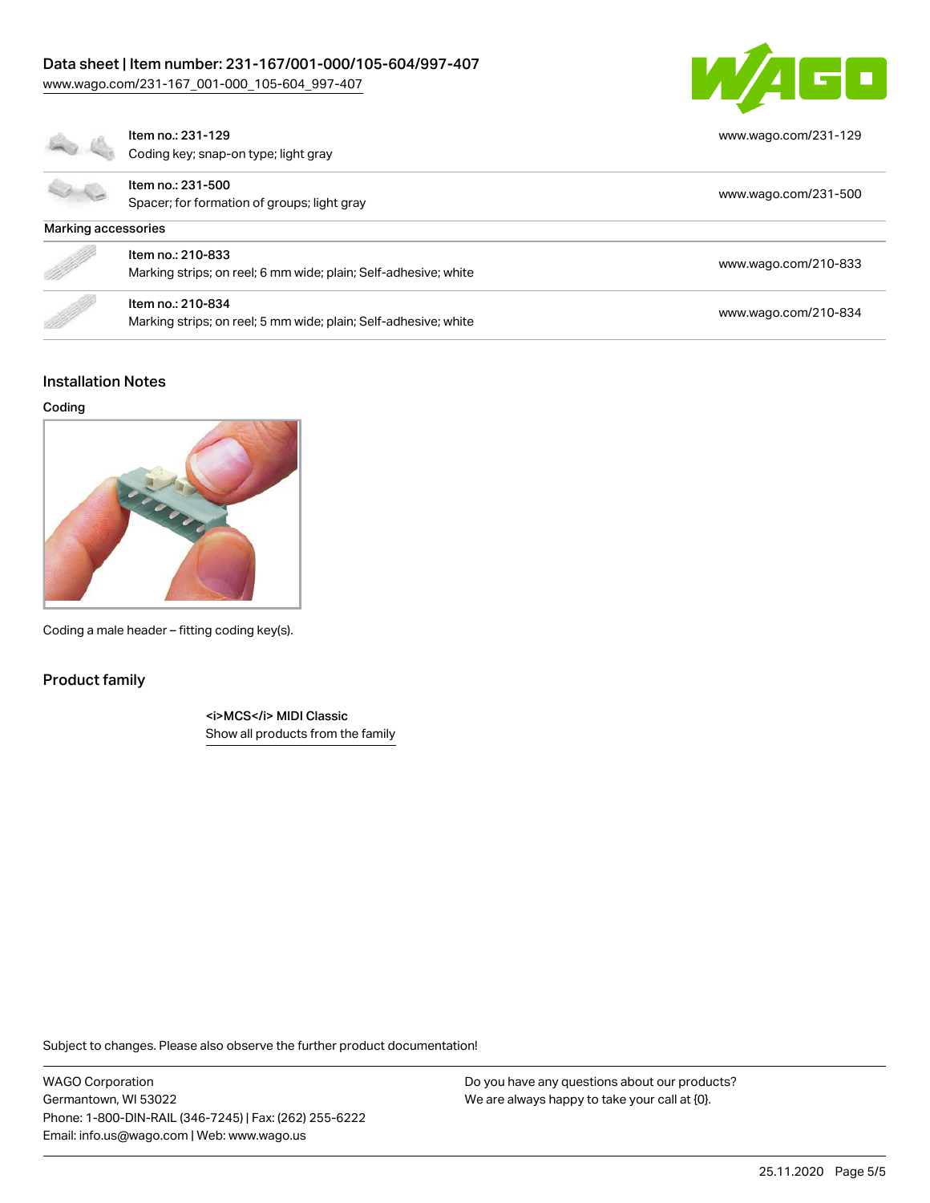| | | |
|---|---|---|
| | Item no.: 231-129<br>Coding key; snap-on type; light gray | www.wago.com/231-129 |
| | Item no.: 231-500<br>Spacer; for formation of groups; light gray | www.wago.com/231-500 |
| Marking accessories | | |
| | Item no.: 210-833<br>Marking strips; on reel; 6 mm wide; plain; Self-adhesive; white | www.wago.com/210-833 |
| | Item no.: 210-834<br>Marking strips; on reel; 5 mm wide; plain; Self-adhesive; white | www.wago.com/210-834 |

## Installation Notes

### Coding

Coding a male header – fitting coding key(s).

## Product family

<i>MCS</i> MIDI Classic
Show all products from the family

Subject to changes. Please also observe the further product documentation!

WAGO Corporation
Germantown, WI 53022
Phone: 1-800-DIN-RAIL (346-7245) | Fax: (262) 255-6222
Email: info.us@wago.com | Web: www.wago.us

Do you have any questions about our products?
We are always happy to take your call at {0}.